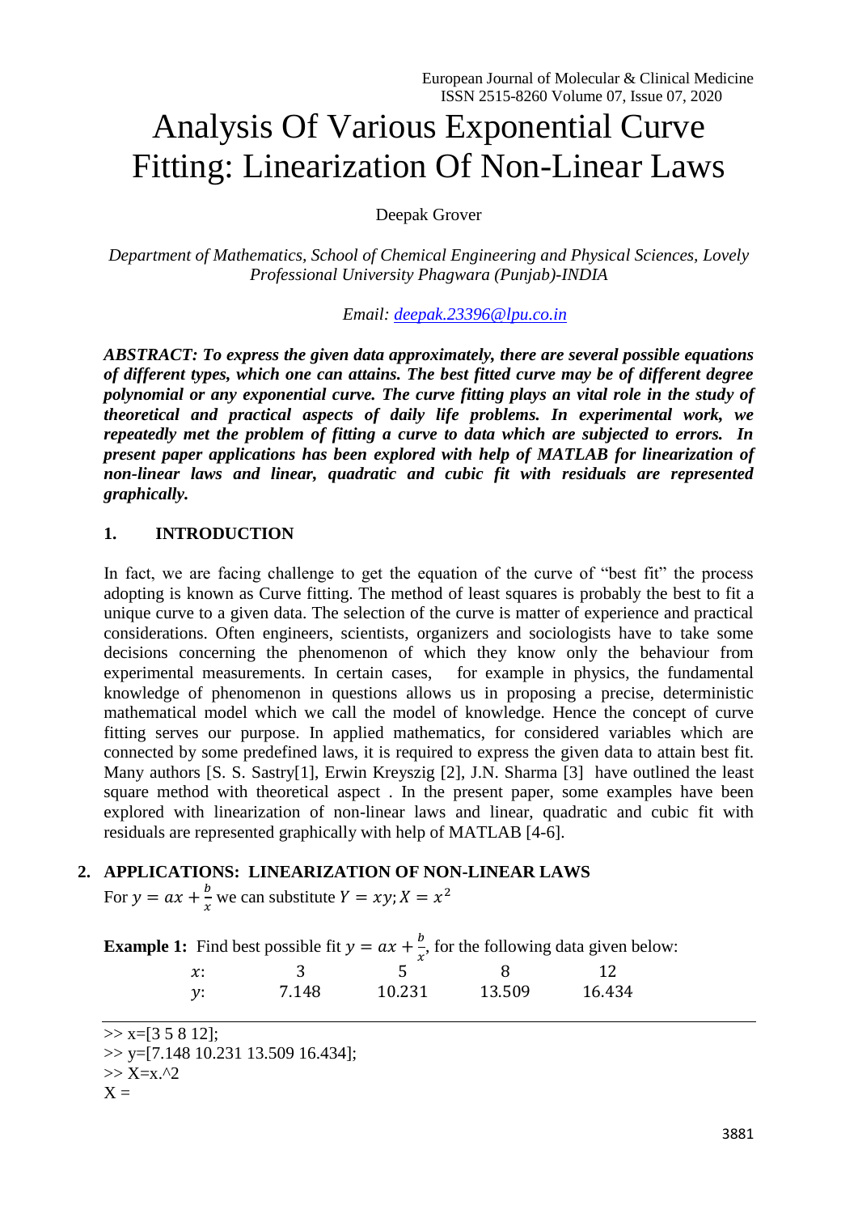# Analysis Of Various Exponential Curve Fitting: Linearization Of Non-Linear Laws

Deepak Grover

*Department of Mathematics, School of Chemical Engineering and Physical Sciences, Lovely Professional University Phagwara (Punjab)-INDIA*

*Email: deepak.23396@lpu.co.in*

***ABSTRACT: To express the given data approximately, there are several possible equations of different types, which one can attains. The best fitted curve may be of different degree polynomial or any exponential curve. The curve fitting plays an vital role in the study of theoretical and practical aspects of daily life problems. In experimental work, we repeatedly met the problem of fitting a curve to data which are subjected to errors. In present paper applications has been explored with help of MATLAB for linearization of non-linear laws and linear, quadratic and cubic fit with residuals are represented graphically.***

## 1. INTRODUCTION

In fact, we are facing challenge to get the equation of the curve of "best fit" the process adopting is known as Curve fitting. The method of least squares is probably the best to fit a unique curve to a given data. The selection of the curve is matter of experience and practical considerations. Often engineers, scientists, organizers and sociologists have to take some decisions concerning the phenomenon of which they know only the behaviour from experimental measurements. In certain cases, for example in physics, the fundamental knowledge of phenomenon in questions allows us in proposing a precise, deterministic mathematical model which we call the model of knowledge. Hence the concept of curve fitting serves our purpose. In applied mathematics, for considered variables which are connected by some predefined laws, it is required to express the given data to attain best fit. Many authors [S. S. Sastry[1], Erwin Kreyszig [2], J.N. Sharma [3] have outlined the least square method with theoretical aspect . In the present paper, some examples have been explored with linearization of non-linear laws and linear, quadratic and cubic fit with residuals are represented graphically with help of MATLAB [4-6].

## 2. APPLICATIONS: LINEARIZATION OF NON-LINEAR LAWS

For $y = ax + \frac{b}{x}$ we can substitute $Y = xy; X = x^2$

**Example 1:** Find best possible fit $y = ax + \frac{b}{x}$, for the following data given below:

| $x$: | 3 | 5 | 8 | 12 |
|---|---|---|---|---|
| $y$: | 7.148 | 10.231 | 13.509 | 16.434 |

```
>> x=[3 5 8 12];
>> y=[7.148 10.231 13.509 16.434];
>> X=x.^2
X =
```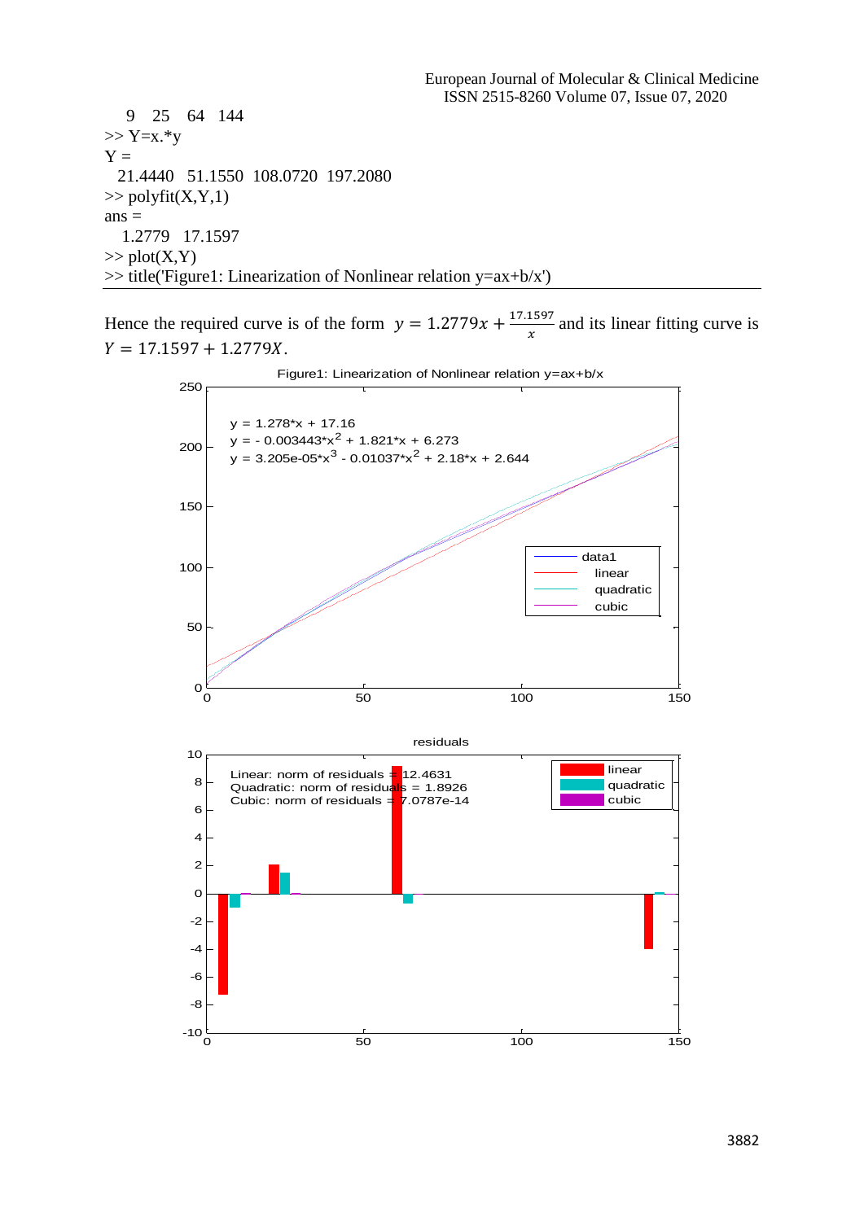```
   9   25   64   144
>> Y=x.*y
Y =
  21.4440   51.1550  108.0720  197.2080
>> polyfit(X,Y,1)
ans =
   1.2779   17.1597
>> plot(X,Y)
>> title('Figure1: Linearization of Nonlinear relation y=ax+b/x')
```

Hence the required curve is of the form $y = 1.2779x + \frac{17.1597}{x}$ and its linear fitting curve is $Y = 17.1597 + 1.2779X$.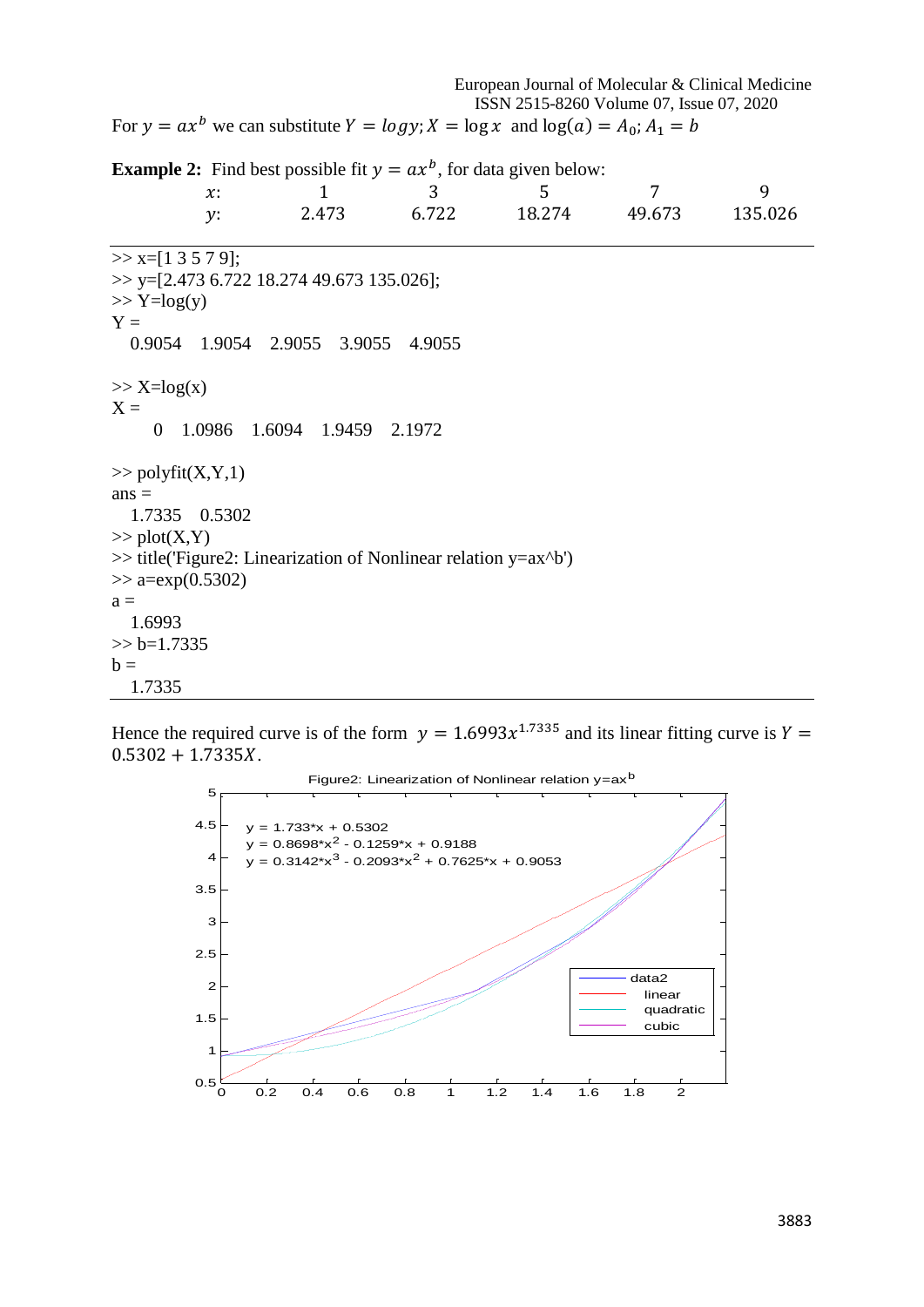For $y = ax^b$ we can substitute $Y = log y; X = \log x$ and $\log(a) = A_0; A_1 = b$

**Example 2:** Find best possible fit $y = ax^b$, for data given below:

| $x$: | 1 | 3 | 5 | 7 | 9 |
|---|---|---|---|---|---|
| $y$: | 2.473 | 6.722 | 18.274 | 49.673 | 135.026 |

```
>> x=[1 3 5 7 9];
>> y=[2.473 6.722 18.274 49.673 135.026];
>> Y=log(y)
Y =
   0.9054    1.9054    2.9055    3.9055    4.9055

>> X=log(x)
X =
        0    1.0986    1.6094    1.9459    2.1972

>> polyfit(X,Y,1)
ans =
   1.7335    0.5302
>> plot(X,Y)
>> title('Figure2: Linearization of Nonlinear relation y=ax^b')
>> a=exp(0.5302)
a =
   1.6993
>> b=1.7335
b =
   1.7335
```

Hence the required curve is of the form $y = 1.6993x^{1.7335}$ and its linear fitting curve is $Y = 0.5302 + 1.7335X$.

Figure2: Linearization of Nonlinear relation y=ax^b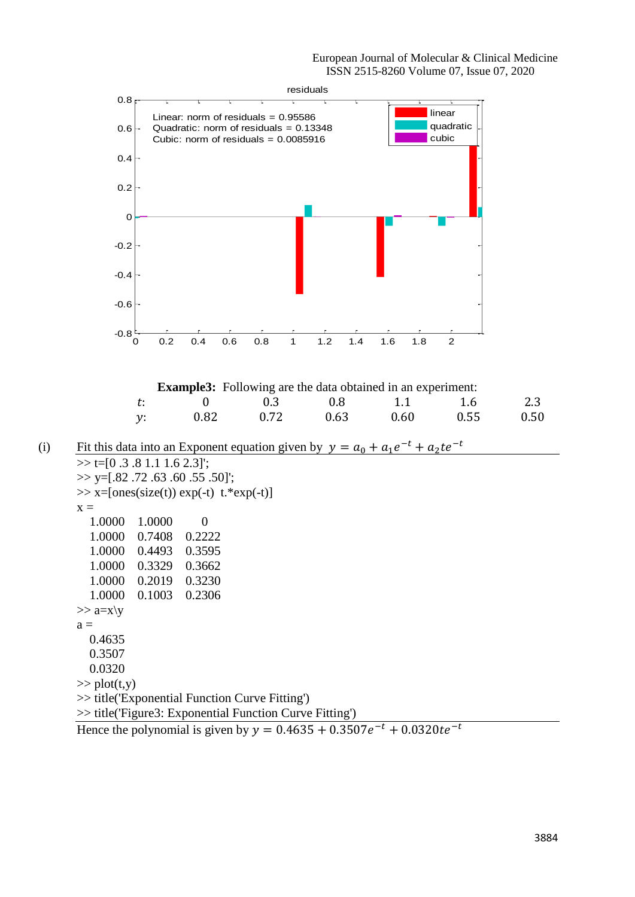**Example3:** Following are the data obtained in an experiment:

| $t$: | 0 | 0.3 | 0.8 | 1.1 | 1.6 | 2.3 |
|---|---|---|---|---|---|---|
| $y$: | 0.82 | 0.72 | 0.63 | 0.60 | 0.55 | 0.50 |

(i) Fit this data into an Exponent equation given by $y = a_0 + a_1 e^{-t} + a_2 t e^{-t}$

```
>> t=[0 .3 .8 1.1 1.6 2.3]';
>> y=[.82 .72 .63 .60 .55 .50]';
>> x=[ones(size(t)) exp(-t)  t.*exp(-t)]
x =
   1.0000   1.0000        0
   1.0000   0.7408   0.2222
   1.0000   0.4493   0.3595
   1.0000   0.3329   0.3662
   1.0000   0.2019   0.3230
   1.0000   0.1003   0.2306
>> a=x\y
a =
   0.4635
   0.3507
   0.0320
>> plot(t,y)
>> title('Exponential Function Curve Fitting')
>> title('Figure3: Exponential Function Curve Fitting')
```

Hence the polynomial is given by $y = 0.4635 + 0.3507e^{-t} + 0.0320te^{-t}$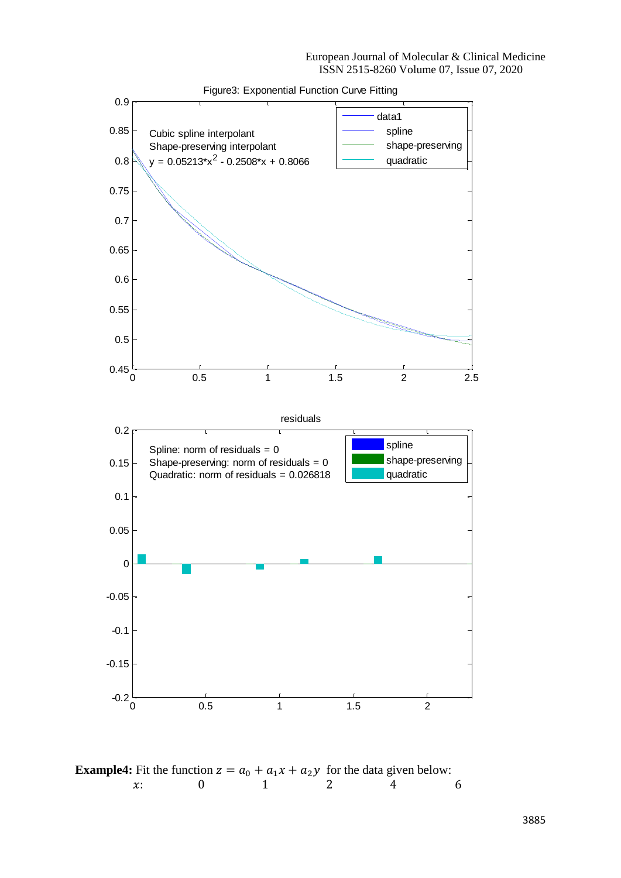Figure3: Exponential Function Curve Fitting

Cubic spline interpolant
Shape-preserving interpolant
$y = 0.05213*x^2 - 0.2508*x + 0.8066$

residuals

Spline: norm of residuals = 0
Shape-preserving: norm of residuals = 0
Quadratic: norm of residuals = 0.026818

**Example4:** Fit the function $z = a_0 + a_1 x + a_2 y$ for the data given below:

| $x$: | 0 | 1 | 2 | 4 | 6 |
|---|---|---|---|---|---|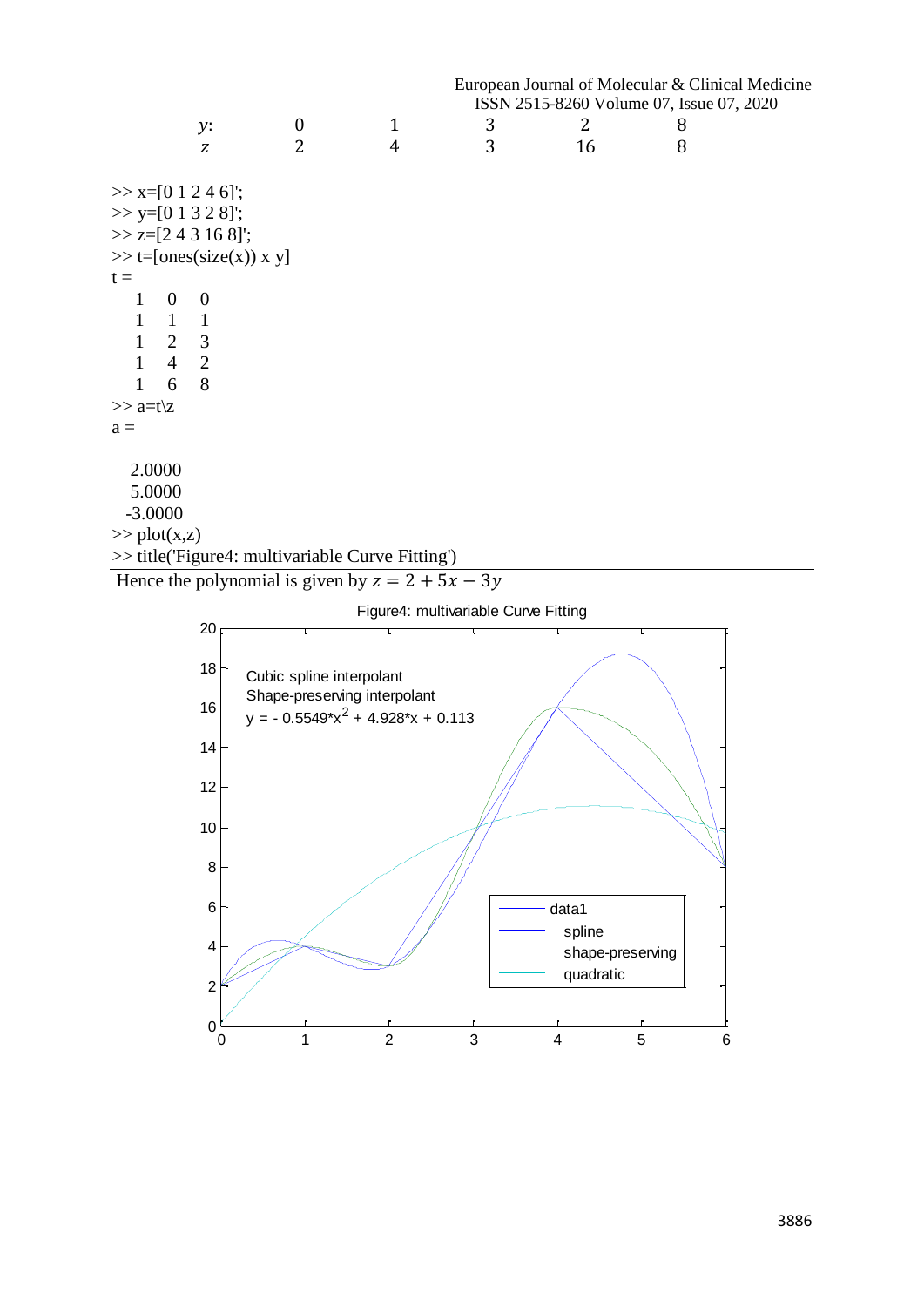| $y$: | 0 | 1 | 3 | 2 | 8 |
|---|---|---|---|---|---|
| $z$ | 2 | 4 | 3 | 16 | 8 |

```
>> x=[0 1 2 4 6]';
>> y=[0 1 3 2 8]';
>> z=[2 4 3 16 8]';
>> t=[ones(size(x)) x y]
t =
    1    0    0
    1    1    1
    1    2    3
    1    4    2
    1    6    8
>> a=t\z
a =

   2.0000
   5.0000
  -3.0000
>> plot(x,z)
>> title('Figure4: multivariable Curve Fitting')
```

Hence the polynomial is given by $z = 2 + 5x - 3y$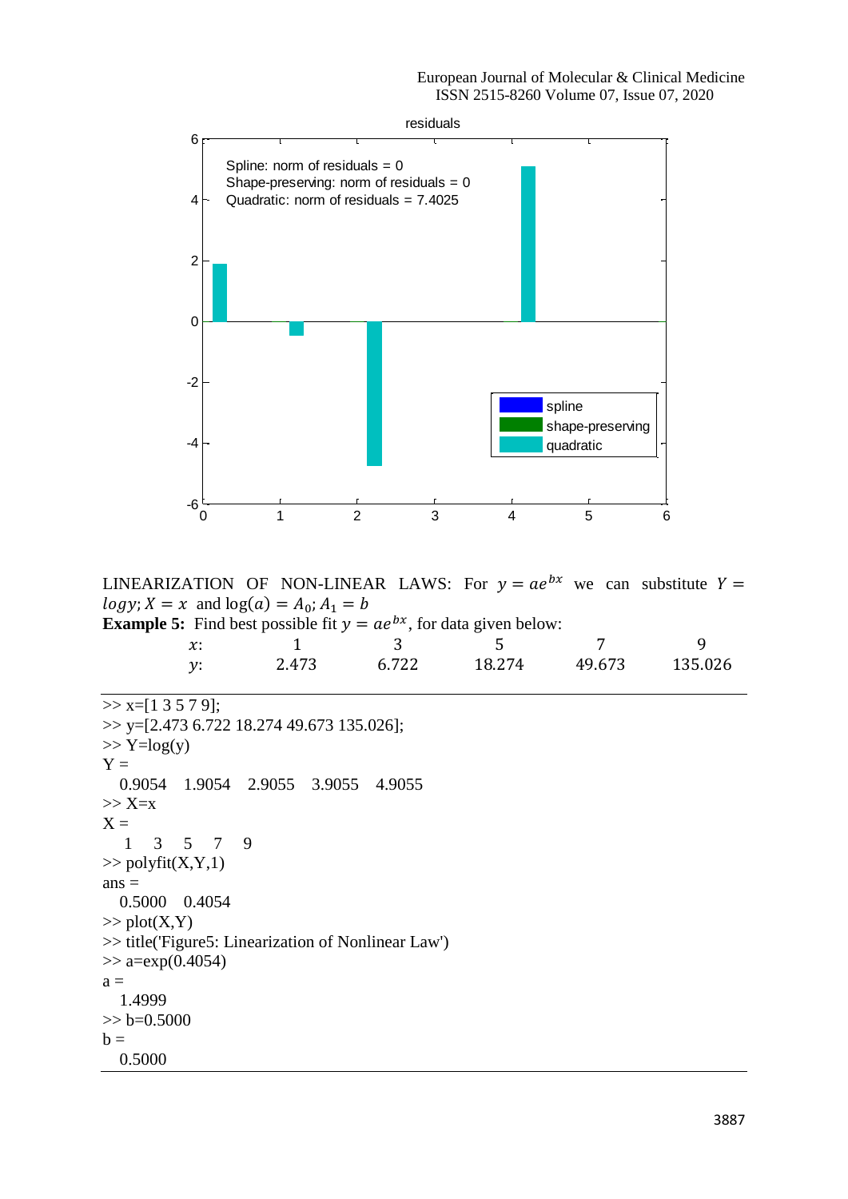LINEARIZATION OF NON-LINEAR LAWS: For $y = ae^{bx}$ we can substitute $Y = logy; X = x$ and $\log(a) = A_0; A_1 = b$

**Example 5:** Find best possible fit $y = ae^{bx}$, for data given below:

| $x$: | 1 | 3 | 5 | 7 | 9 |
|---|---|---|---|---|---|
| $y$: | 2.473 | 6.722 | 18.274 | 49.673 | 135.026 |

```
>> x=[1 3 5 7 9];
>> y=[2.473 6.722 18.274 49.673 135.026];
>> Y=log(y)
Y =
   0.9054    1.9054    2.9055    3.9055    4.9055
>> X=x
X =
    1    3    5    7    9
>> polyfit(X,Y,1)
ans =
   0.5000    0.4054
>> plot(X,Y)
>> title('Figure5: Linearization of Nonlinear Law')
>> a=exp(0.4054)
a =
   1.4999
>> b=0.5000
b =
   0.5000
```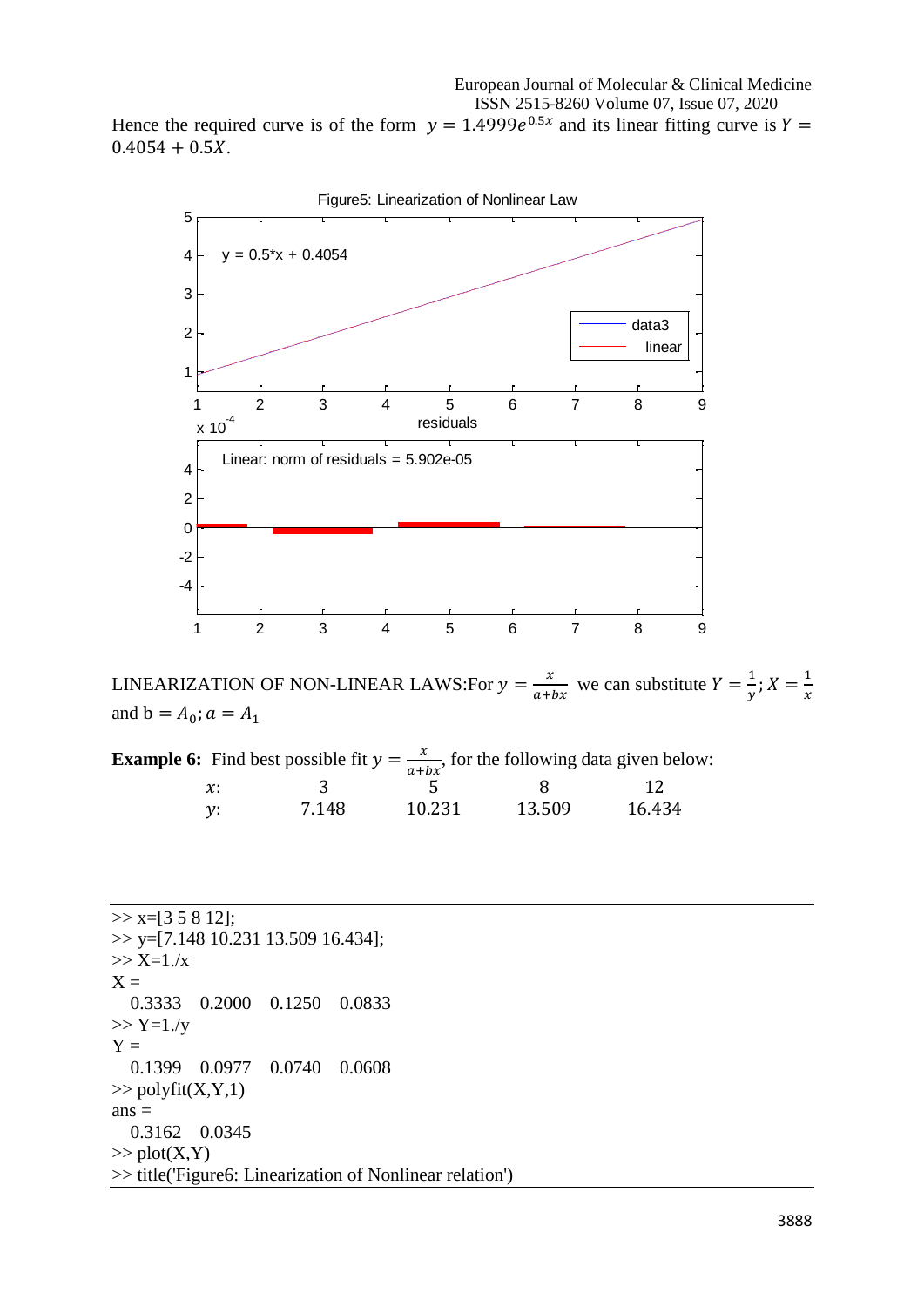Hence the required curve is of the form $y = 1.4999e^{0.5x}$ and its linear fitting curve is $Y = 0.4054 + 0.5X$.

LINEARIZATION OF NON-LINEAR LAWS:For $y = \frac{x}{a+bx}$ we can substitute $Y = \frac{1}{y}; X = \frac{1}{x}$ and $\mathrm{b} = A_0; a = A_1$

**Example 6:** Find best possible fit $y = \frac{x}{a+bx}$, for the following data given below:

| $x$: | 3 | 5 | 8 | 12 |
|---|---|---|---|---|
| $y$: | 7.148 | 10.231 | 13.509 | 16.434 |

```
>> x=[3 5 8 12];
>> y=[7.148 10.231 13.509 16.434];
>> X=1./x
X =
   0.3333    0.2000    0.1250    0.0833
>> Y=1./y
Y =
   0.1399    0.0977    0.0740    0.0608
>> polyfit(X,Y,1)
ans =
   0.3162    0.0345
>> plot(X,Y)
>> title('Figure6: Linearization of Nonlinear relation')
```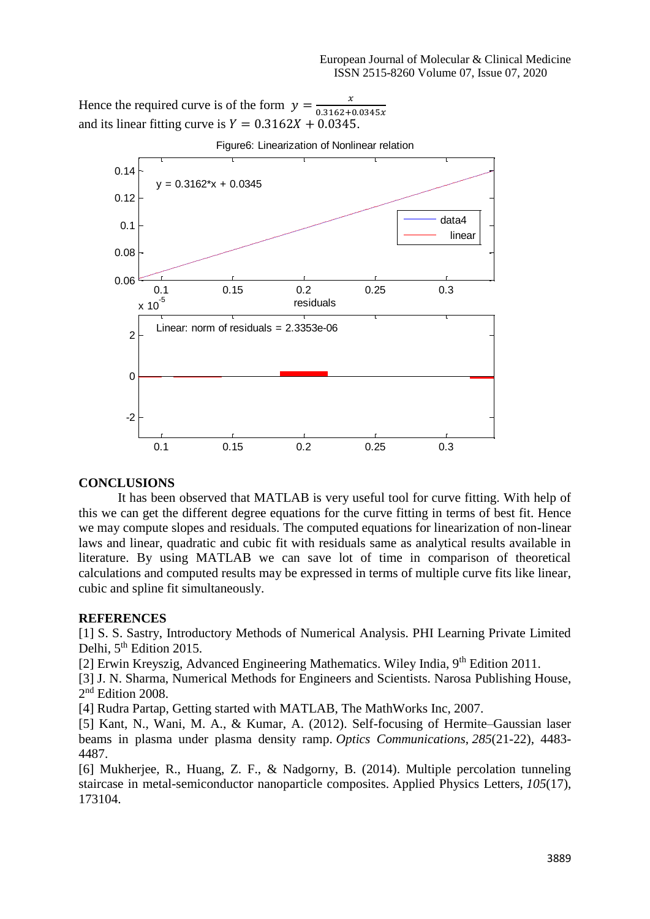Hence the required curve is of the form $y = \frac{x}{0.3162+0.0345x}$ and its linear fitting curve is $Y = 0.3162X + 0.0345$.

Figure6: Linearization of Nonlinear relation

y = 0.3162*x + 0.0345

data4
linear

0.14
0.12
0.1
0.08
0.06

0.1 0.15 0.2 0.25 0.3

x 10^-5
residuals

Linear: norm of residuals = 2.3353e-06

2
0
-2

0.1 0.15 0.2 0.25 0.3

## CONCLUSIONS

It has been observed that MATLAB is very useful tool for curve fitting. With help of this we can get the different degree equations for the curve fitting in terms of best fit. Hence we may compute slopes and residuals. The computed equations for linearization of non-linear laws and linear, quadratic and cubic fit with residuals same as analytical results available in literature. By using MATLAB we can save lot of time in comparison of theoretical calculations and computed results may be expressed in terms of multiple curve fits like linear, cubic and spline fit simultaneously.

## REFERENCES

[1] S. S. Sastry, Introductory Methods of Numerical Analysis. PHI Learning Private Limited Delhi, 5th Edition 2015.

[2] Erwin Kreyszig, Advanced Engineering Mathematics. Wiley India, 9th Edition 2011.

[3] J. N. Sharma, Numerical Methods for Engineers and Scientists. Narosa Publishing House, 2nd Edition 2008.

[4] Rudra Partap, Getting started with MATLAB, The MathWorks Inc, 2007.

[5] Kant, N., Wani, M. A., & Kumar, A. (2012). Self-focusing of Hermite–Gaussian laser beams in plasma under plasma density ramp. *Optics Communications*, *285*(21-22), 4483-4487.

[6] Mukherjee, R., Huang, Z. F., & Nadgorny, B. (2014). Multiple percolation tunneling staircase in metal-semiconductor nanoparticle composites. Applied Physics Letters, *105*(17), 173104.